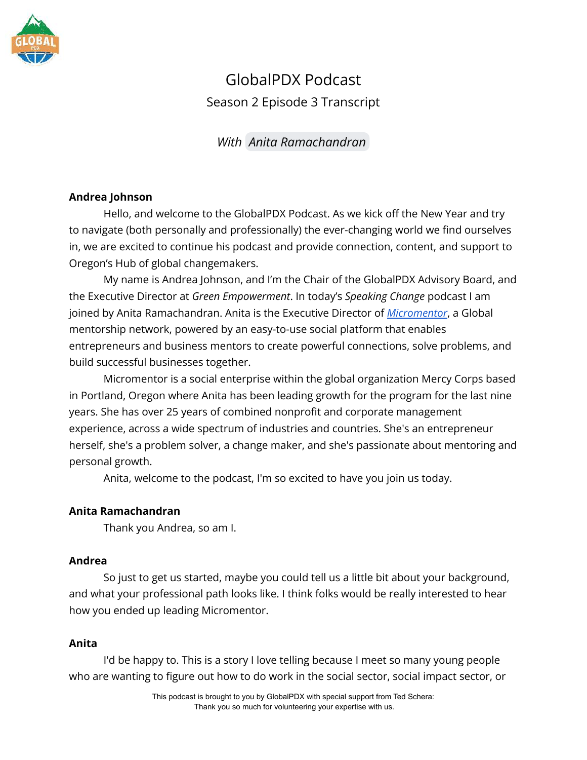# GlobalPDX Podcast

## Season 2 Episode 3 Transcript

*With Anita Ramachandran*

**Andrea Johnson**

Hello, and welcome to the GlobalPDX Podcast. As we kick off the New Year and try to navigate (both personally and professionally) the ever-changing world we find ourselves in, we are excited to continue his podcast and provide connection, content, and support to Oregon's Hub of global changemakers.

My name is Andrea Johnson, and I'm the Chair of the GlobalPDX Advisory Board, and the Executive Director at *Green Empowerment*. In today's *Speaking Change* podcast I am joined by Anita Ramachandran. Anita is the Executive Director of *Micromentor*, a Global mentorship network, powered by an easy-to-use social platform that enables entrepreneurs and business mentors to create powerful connections, solve problems, and build successful businesses together.

Micromentor is a social enterprise within the global organization Mercy Corps based in Portland, Oregon where Anita has been leading growth for the program for the last nine years. She has over 25 years of combined nonprofit and corporate management experience, across a wide spectrum of industries and countries. She's an entrepreneur herself, she's a problem solver, a change maker, and she's passionate about mentoring and personal growth.

Anita, welcome to the podcast, I'm so excited to have you join us today.

**Anita Ramachandran**

Thank you Andrea, so am I.

**Andrea**

So just to get us started, maybe you could tell us a little bit about your background, and what your professional path looks like. I think folks would be really interested to hear how you ended up leading Micromentor.

**Anita**

I'd be happy to. This is a story I love telling because I meet so many young people who are wanting to figure out how to do work in the social sector, social impact sector, or

This podcast is brought to you by GlobalPDX with special support from Ted Schera: Thank you so much for volunteering your expertise with us.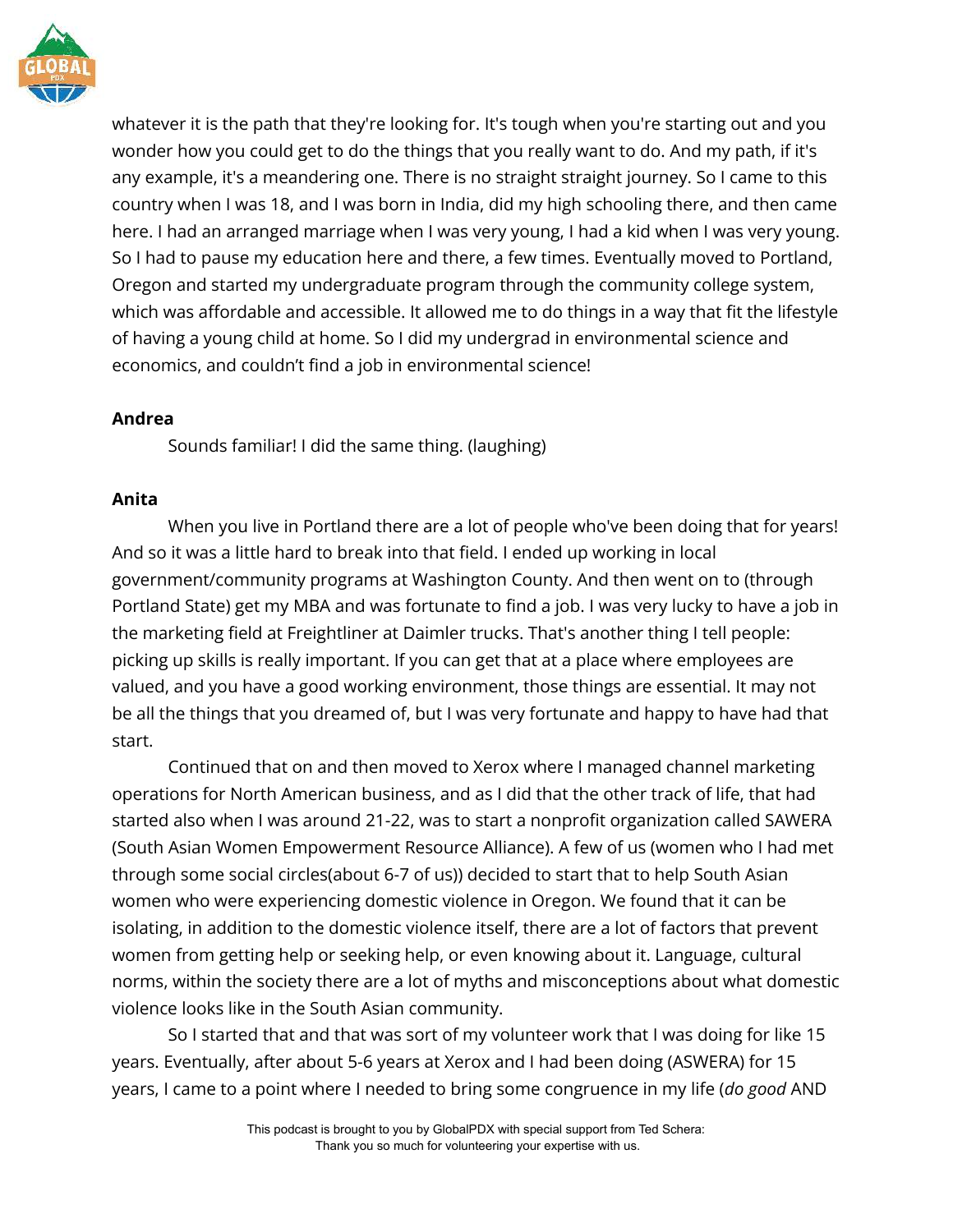whatever it is the path that they're looking for. It's tough when you're starting out and you wonder how you could get to do the things that you really want to do. And my path, if it's any example, it's a meandering one. There is no straight straight journey. So I came to this country when I was 18, and I was born in India, did my high schooling there, and then came here. I had an arranged marriage when I was very young, I had a kid when I was very young. So I had to pause my education here and there, a few times. Eventually moved to Portland, Oregon and started my undergraduate program through the community college system, which was affordable and accessible. It allowed me to do things in a way that fit the lifestyle of having a young child at home. So I did my undergrad in environmental science and economics, and couldn't find a job in environmental science!

**Andrea**

Sounds familiar! I did the same thing. (laughing)

**Anita**

When you live in Portland there are a lot of people who've been doing that for years! And so it was a little hard to break into that field. I ended up working in local government/community programs at Washington County. And then went on to (through Portland State) get my MBA and was fortunate to find a job. I was very lucky to have a job in the marketing field at Freightliner at Daimler trucks. That's another thing I tell people: picking up skills is really important. If you can get that at a place where employees are valued, and you have a good working environment, those things are essential. It may not be all the things that you dreamed of, but I was very fortunate and happy to have had that start.

Continued that on and then moved to Xerox where I managed channel marketing operations for North American business, and as I did that the other track of life, that had started also when I was around 21-22, was to start a nonprofit organization called SAWERA (South Asian Women Empowerment Resource Alliance). A few of us (women who I had met through some social circles(about 6-7 of us)) decided to start that to help South Asian women who were experiencing domestic violence in Oregon. We found that it can be isolating, in addition to the domestic violence itself, there are a lot of factors that prevent women from getting help or seeking help, or even knowing about it. Language, cultural norms, within the society there are a lot of myths and misconceptions about what domestic violence looks like in the South Asian community.

So I started that and that was sort of my volunteer work that I was doing for like 15 years. Eventually, after about 5-6 years at Xerox and I had been doing (ASWERA) for 15 years, I came to a point where I needed to bring some congruence in my life (*do good* AND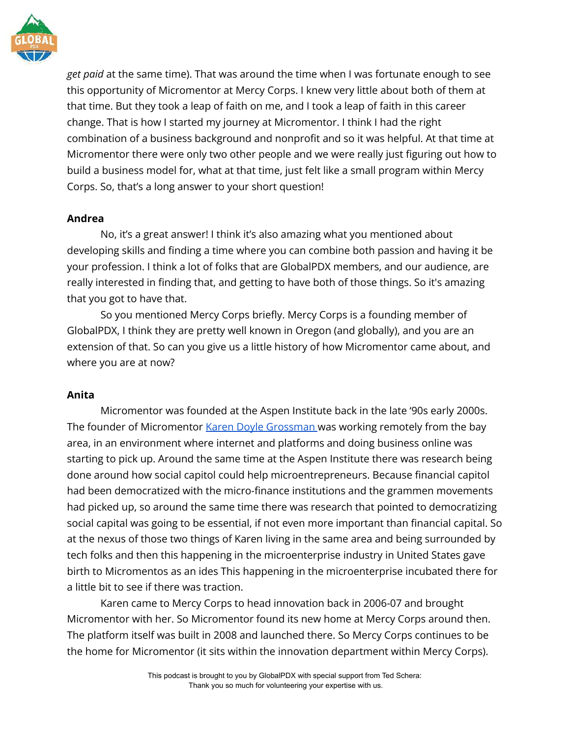*get paid* at the same time). That was around the time when I was fortunate enough to see this opportunity of Micromentor at Mercy Corps. I knew very little about both of them at that time. But they took a leap of faith on me, and I took a leap of faith in this career change. That is how I started my journey at Micromentor. I think I had the right combination of a business background and nonprofit and so it was helpful. At that time at Micromentor there were only two other people and we were really just figuring out how to build a business model for, what at that time, just felt like a small program within Mercy Corps. So, that's a long answer to your short question!

**Andrea**

No, it's a great answer! I think it's also amazing what you mentioned about developing skills and finding a time where you can combine both passion and having it be your profession. I think a lot of folks that are GlobalPDX members, and our audience, are really interested in finding that, and getting to have both of those things. So it's amazing that you got to have that.

So you mentioned Mercy Corps briefly. Mercy Corps is a founding member of GlobalPDX, I think they are pretty well known in Oregon (and globally), and you are an extension of that. So can you give us a little history of how Micromentor came about, and where you are at now?

**Anita**

Micromentor was founded at the Aspen Institute back in the late '90s early 2000s. The founder of Micromentor [Karen Doyle Grossman ]was working remotely from the bay area, in an environment where internet and platforms and doing business online was starting to pick up. Around the same time at the Aspen Institute there was research being done around how social capitol could help microentrepreneurs. Because financial capitol had been democratized with the micro-finance institutions and the grammen movements had picked up, so around the same time there was research that pointed to democratizing social capital was going to be essential, if not even more important than financial capital. So at the nexus of those two things of Karen living in the same area and being surrounded by tech folks and then this happening in the microenterprise industry in United States gave birth to Micromentos as an ides This happening in the microenterprise incubated there for a little bit to see if there was traction.

Karen came to Mercy Corps to head innovation back in 2006-07 and brought Micromentor with her. So Micromentor found its new home at Mercy Corps around then. The platform itself was built in 2008 and launched there. So Mercy Corps continues to be the home for Micromentor (it sits within the innovation department within Mercy Corps).

This podcast is brought to you by GlobalPDX with special support from Ted Schera: Thank you so much for volunteering your expertise with us.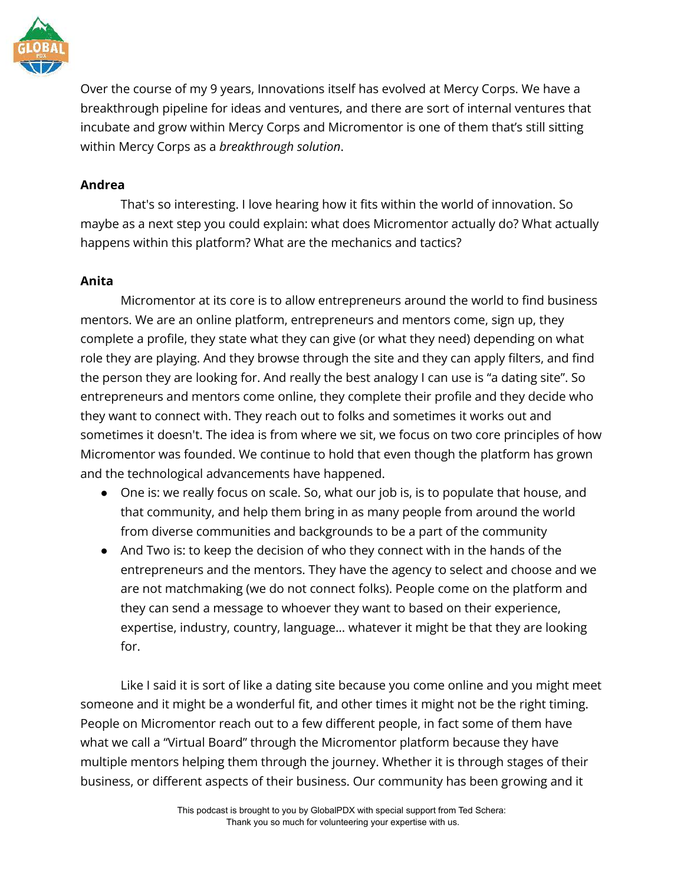Over the course of my 9 years, Innovations itself has evolved at Mercy Corps. We have a breakthrough pipeline for ideas and ventures, and there are sort of internal ventures that incubate and grow within Mercy Corps and Micromentor is one of them that's still sitting within Mercy Corps as a *breakthrough solution*.

**Andrea**

That's so interesting. I love hearing how it fits within the world of innovation. So maybe as a next step you could explain: what does Micromentor actually do? What actually happens within this platform? What are the mechanics and tactics?

**Anita**

Micromentor at its core is to allow entrepreneurs around the world to find business mentors. We are an online platform, entrepreneurs and mentors come, sign up, they complete a profile, they state what they can give (or what they need) depending on what role they are playing. And they browse through the site and they can apply filters, and find the person they are looking for. And really the best analogy I can use is "a dating site". So entrepreneurs and mentors come online, they complete their profile and they decide who they want to connect with. They reach out to folks and sometimes it works out and sometimes it doesn't. The idea is from where we sit, we focus on two core principles of how Micromentor was founded. We continue to hold that even though the platform has grown and the technological advancements have happened.

- One is: we really focus on scale. So, what our job is, is to populate that house, and that community, and help them bring in as many people from around the world from diverse communities and backgrounds to be a part of the community
- And Two is: to keep the decision of who they connect with in the hands of the entrepreneurs and the mentors. They have the agency to select and choose and we are not matchmaking (we do not connect folks). People come on the platform and they can send a message to whoever they want to based on their experience, expertise, industry, country, language... whatever it might be that they are looking for.

Like I said it is sort of like a dating site because you come online and you might meet someone and it might be a wonderful fit, and other times it might not be the right timing. People on Micromentor reach out to a few different people, in fact some of them have what we call a "Virtual Board" through the Micromentor platform because they have multiple mentors helping them through the journey. Whether it is through stages of their business, or different aspects of their business. Our community has been growing and it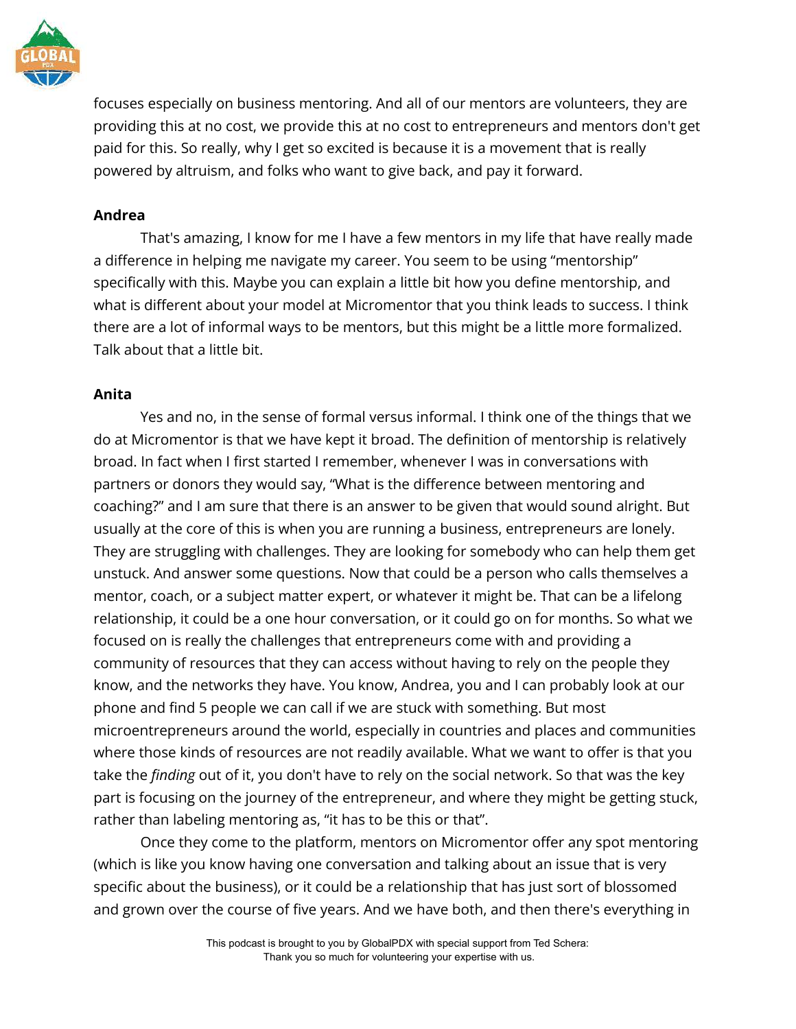focuses especially on business mentoring. And all of our mentors are volunteers, they are providing this at no cost, we provide this at no cost to entrepreneurs and mentors don't get paid for this. So really, why I get so excited is because it is a movement that is really powered by altruism, and folks who want to give back, and pay it forward.

**Andrea**

That's amazing, I know for me I have a few mentors in my life that have really made a difference in helping me navigate my career. You seem to be using "mentorship" specifically with this. Maybe you can explain a little bit how you define mentorship, and what is different about your model at Micromentor that you think leads to success. I think there are a lot of informal ways to be mentors, but this might be a little more formalized. Talk about that a little bit.

**Anita**

Yes and no, in the sense of formal versus informal. I think one of the things that we do at Micromentor is that we have kept it broad. The definition of mentorship is relatively broad. In fact when I first started I remember, whenever I was in conversations with partners or donors they would say, "What is the difference between mentoring and coaching?" and I am sure that there is an answer to be given that would sound alright. But usually at the core of this is when you are running a business, entrepreneurs are lonely. They are struggling with challenges. They are looking for somebody who can help them get unstuck. And answer some questions. Now that could be a person who calls themselves a mentor, coach, or a subject matter expert, or whatever it might be. That can be a lifelong relationship, it could be a one hour conversation, or it could go on for months. So what we focused on is really the challenges that entrepreneurs come with and providing a community of resources that they can access without having to rely on the people they know, and the networks they have. You know, Andrea, you and I can probably look at our phone and find 5 people we can call if we are stuck with something. But most microentrepreneurs around the world, especially in countries and places and communities where those kinds of resources are not readily available. What we want to offer is that you take the *finding* out of it, you don't have to rely on the social network. So that was the key part is focusing on the journey of the entrepreneur, and where they might be getting stuck, rather than labeling mentoring as, "it has to be this or that".

Once they come to the platform, mentors on Micromentor offer any spot mentoring (which is like you know having one conversation and talking about an issue that is very specific about the business), or it could be a relationship that has just sort of blossomed and grown over the course of five years. And we have both, and then there's everything in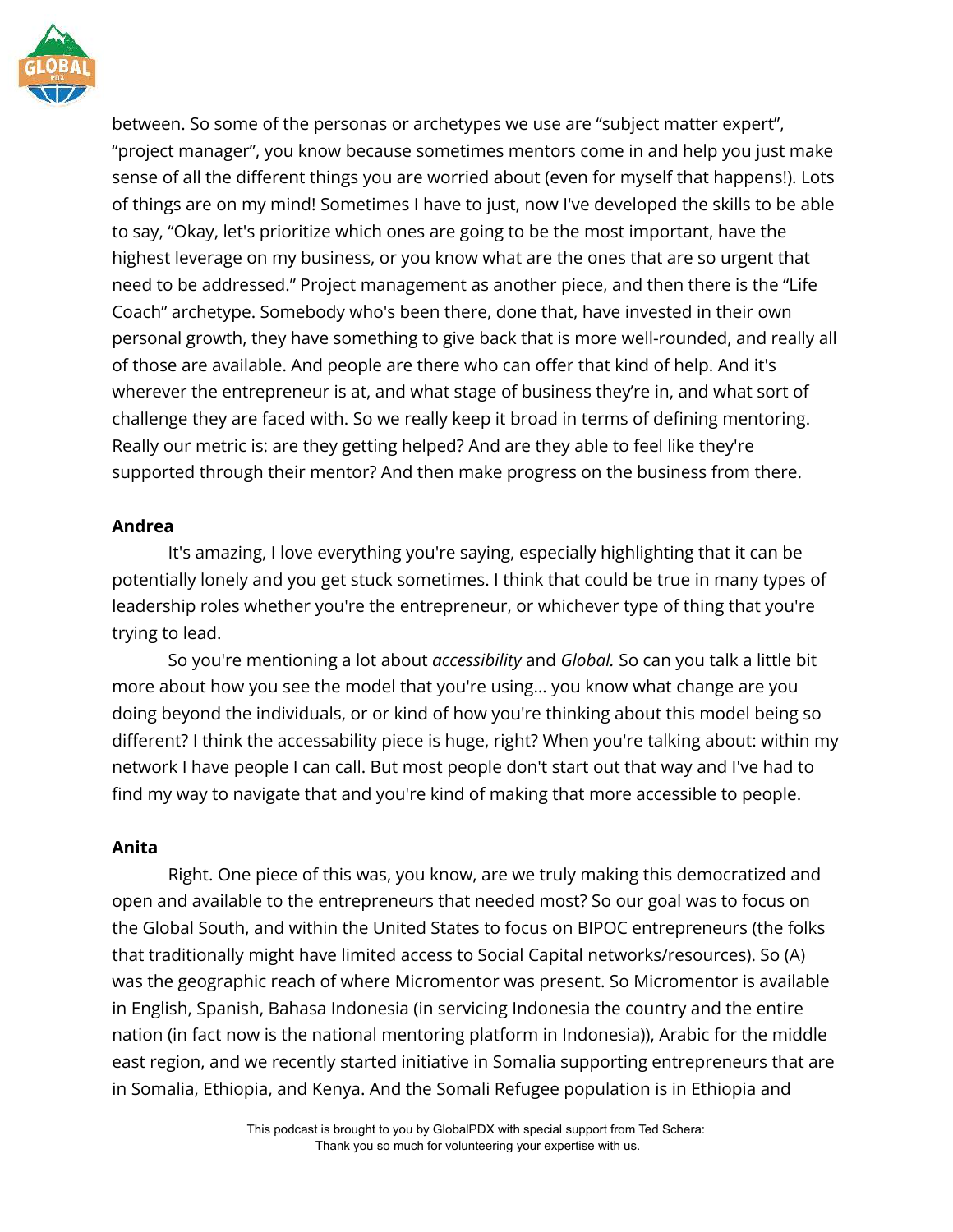between. So some of the personas or archetypes we use are "subject matter expert", "project manager", you know because sometimes mentors come in and help you just make sense of all the different things you are worried about (even for myself that happens!). Lots of things are on my mind! Sometimes I have to just, now I've developed the skills to be able to say, "Okay, let's prioritize which ones are going to be the most important, have the highest leverage on my business, or you know what are the ones that are so urgent that need to be addressed." Project management as another piece, and then there is the "Life Coach" archetype. Somebody who's been there, done that, have invested in their own personal growth, they have something to give back that is more well-rounded, and really all of those are available. And people are there who can offer that kind of help. And it's wherever the entrepreneur is at, and what stage of business they're in, and what sort of challenge they are faced with. So we really keep it broad in terms of defining mentoring. Really our metric is: are they getting helped? And are they able to feel like they're supported through their mentor? And then make progress on the business from there.

**Andrea**

It's amazing, I love everything you're saying, especially highlighting that it can be potentially lonely and you get stuck sometimes. I think that could be true in many types of leadership roles whether you're the entrepreneur, or whichever type of thing that you're trying to lead.

So you're mentioning a lot about *accessibility* and *Global.* So can you talk a little bit more about how you see the model that you're using... you know what change are you doing beyond the individuals, or or kind of how you're thinking about this model being so different? I think the accessability piece is huge, right? When you're talking about: within my network I have people I can call. But most people don't start out that way and I've had to find my way to navigate that and you're kind of making that more accessible to people.

**Anita**

Right. One piece of this was, you know, are we truly making this democratized and open and available to the entrepreneurs that needed most? So our goal was to focus on the Global South, and within the United States to focus on BIPOC entrepreneurs (the folks that traditionally might have limited access to Social Capital networks/resources). So (A) was the geographic reach of where Micromentor was present. So Micromentor is available in English, Spanish, Bahasa Indonesia (in servicing Indonesia the country and the entire nation (in fact now is the national mentoring platform in Indonesia)), Arabic for the middle east region, and we recently started initiative in Somalia supporting entrepreneurs that are in Somalia, Ethiopia, and Kenya. And the Somali Refugee population is in Ethiopia and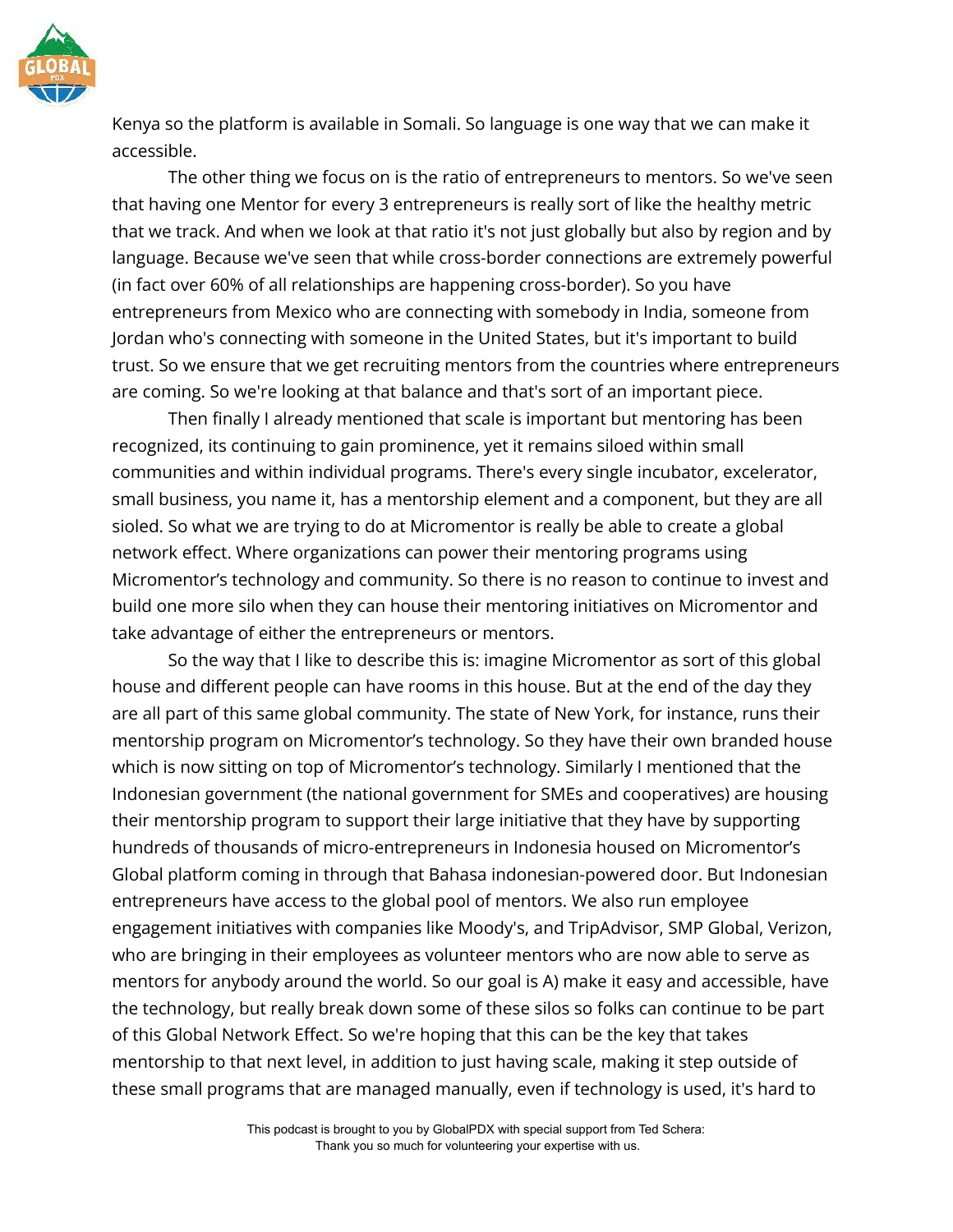Kenya so the platform is available in Somali. So language is one way that we can make it accessible.

The other thing we focus on is the ratio of entrepreneurs to mentors. So we've seen that having one Mentor for every 3 entrepreneurs is really sort of like the healthy metric that we track. And when we look at that ratio it's not just globally but also by region and by language. Because we've seen that while cross-border connections are extremely powerful (in fact over 60% of all relationships are happening cross-border). So you have entrepreneurs from Mexico who are connecting with somebody in India, someone from Jordan who's connecting with someone in the United States, but it's important to build trust. So we ensure that we get recruiting mentors from the countries where entrepreneurs are coming. So we're looking at that balance and that's sort of an important piece.

Then finally I already mentioned that scale is important but mentoring has been recognized, its continuing to gain prominence, yet it remains siloed within small communities and within individual programs. There's every single incubator, excelerator, small business, you name it, has a mentorship element and a component, but they are all sioled. So what we are trying to do at Micromentor is really be able to create a global network effect. Where organizations can power their mentoring programs using Micromentor's technology and community. So there is no reason to continue to invest and build one more silo when they can house their mentoring initiatives on Micromentor and take advantage of either the entrepreneurs or mentors.

So the way that I like to describe this is: imagine Micromentor as sort of this global house and different people can have rooms in this house. But at the end of the day they are all part of this same global community. The state of New York, for instance, runs their mentorship program on Micromentor's technology. So they have their own branded house which is now sitting on top of Micromentor's technology. Similarly I mentioned that the Indonesian government (the national government for SMEs and cooperatives) are housing their mentorship program to support their large initiative that they have by supporting hundreds of thousands of micro-entrepreneurs in Indonesia housed on Micromentor's Global platform coming in through that Bahasa indonesian-powered door. But Indonesian entrepreneurs have access to the global pool of mentors. We also run employee engagement initiatives with companies like Moody's, and TripAdvisor, SMP Global, Verizon, who are bringing in their employees as volunteer mentors who are now able to serve as mentors for anybody around the world. So our goal is A) make it easy and accessible, have the technology, but really break down some of these silos so folks can continue to be part of this Global Network Effect. So we're hoping that this can be the key that takes mentorship to that next level, in addition to just having scale, making it step outside of these small programs that are managed manually, even if technology is used, it's hard to

This podcast is brought to you by GlobalPDX with special support from Ted Schera: Thank you so much for volunteering your expertise with us.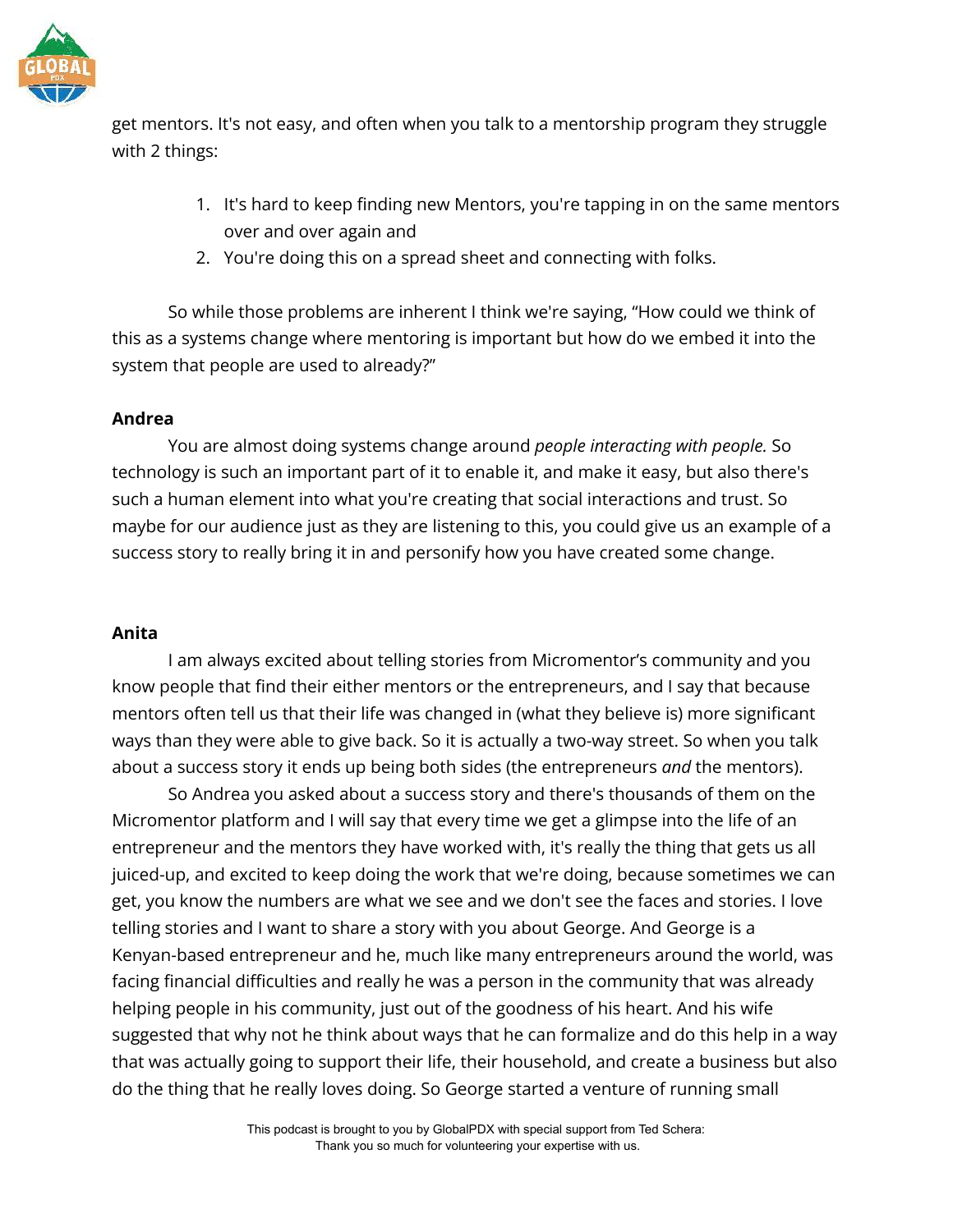get mentors. It's not easy, and often when you talk to a mentorship program they struggle with 2 things:

1. It's hard to keep finding new Mentors, you're tapping in on the same mentors over and over again and
2. You're doing this on a spread sheet and connecting with folks.

So while those problems are inherent I think we're saying, "How could we think of this as a systems change where mentoring is important but how do we embed it into the system that people are used to already?"

**Andrea**

You are almost doing systems change around *people interacting with people.* So technology is such an important part of it to enable it, and make it easy, but also there's such a human element into what you're creating that social interactions and trust. So maybe for our audience just as they are listening to this, you could give us an example of a success story to really bring it in and personify how you have created some change.

**Anita**

I am always excited about telling stories from Micromentor's community and you know people that find their either mentors or the entrepreneurs, and I say that because mentors often tell us that their life was changed in (what they believe is) more significant ways than they were able to give back. So it is actually a two-way street. So when you talk about a success story it ends up being both sides (the entrepreneurs *and* the mentors).

So Andrea you asked about a success story and there's thousands of them on the Micromentor platform and I will say that every time we get a glimpse into the life of an entrepreneur and the mentors they have worked with, it's really the thing that gets us all juiced-up, and excited to keep doing the work that we're doing, because sometimes we can get, you know the numbers are what we see and we don't see the faces and stories. I love telling stories and I want to share a story with you about George. And George is a Kenyan-based entrepreneur and he, much like many entrepreneurs around the world, was facing financial difficulties and really he was a person in the community that was already helping people in his community, just out of the goodness of his heart. And his wife suggested that why not he think about ways that he can formalize and do this help in a way that was actually going to support their life, their household, and create a business but also do the thing that he really loves doing. So George started a venture of running small

This podcast is brought to you by GlobalPDX with special support from Ted Schera: Thank you so much for volunteering your expertise with us.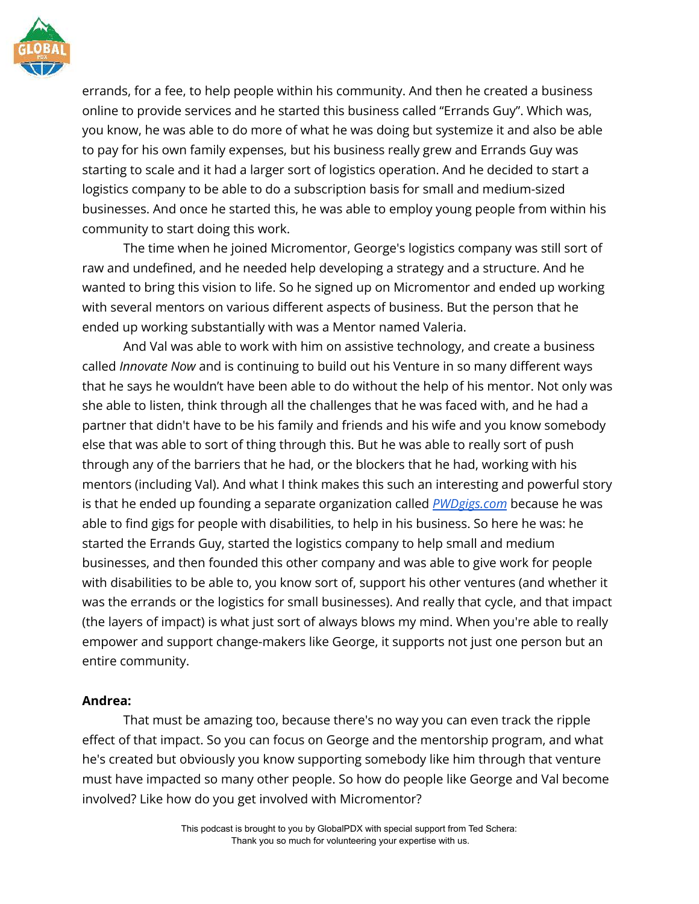errands, for a fee, to help people within his community. And then he created a business online to provide services and he started this business called "Errands Guy". Which was, you know, he was able to do more of what he was doing but systemize it and also be able to pay for his own family expenses, but his business really grew and Errands Guy was starting to scale and it had a larger sort of logistics operation. And he decided to start a logistics company to be able to do a subscription basis for small and medium-sized businesses. And once he started this, he was able to employ young people from within his community to start doing this work.

The time when he joined Micromentor, George's logistics company was still sort of raw and undefined, and he needed help developing a strategy and a structure. And he wanted to bring this vision to life. So he signed up on Micromentor and ended up working with several mentors on various different aspects of business. But the person that he ended up working substantially with was a Mentor named Valeria.

And Val was able to work with him on assistive technology, and create a business called *Innovate Now* and is continuing to build out his Venture in so many different ways that he says he wouldn't have been able to do without the help of his mentor. Not only was she able to listen, think through all the challenges that he was faced with, and he had a partner that didn't have to be his family and friends and his wife and you know somebody else that was able to sort of thing through this. But he was able to really sort of push through any of the barriers that he had, or the blockers that he had, working with his mentors (including Val). And what I think makes this such an interesting and powerful story is that he ended up founding a separate organization called [PWDgigs.com](PWDgigs.com) because he was able to find gigs for people with disabilities, to help in his business. So here he was: he started the Errands Guy, started the logistics company to help small and medium businesses, and then founded this other company and was able to give work for people with disabilities to be able to, you know sort of, support his other ventures (and whether it was the errands or the logistics for small businesses). And really that cycle, and that impact (the layers of impact) is what just sort of always blows my mind. When you're able to really empower and support change-makers like George, it supports not just one person but an entire community.

**Andrea:**

That must be amazing too, because there's no way you can even track the ripple effect of that impact. So you can focus on George and the mentorship program, and what he's created but obviously you know supporting somebody like him through that venture must have impacted so many other people. So how do people like George and Val become involved? Like how do you get involved with Micromentor?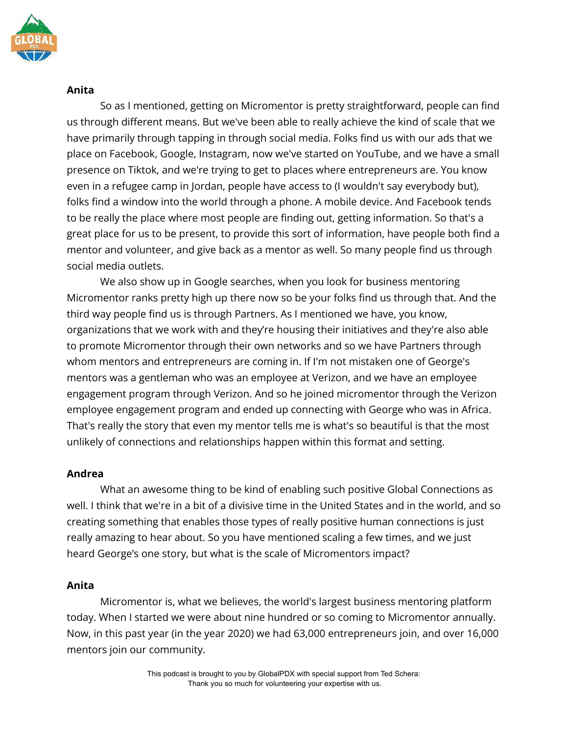**Anita**

So as I mentioned, getting on Micromentor is pretty straightforward, people can find us through different means. But we've been able to really achieve the kind of scale that we have primarily through tapping in through social media. Folks find us with our ads that we place on Facebook, Google, Instagram, now we've started on YouTube, and we have a small presence on Tiktok, and we're trying to get to places where entrepreneurs are. You know even in a refugee camp in Jordan, people have access to (I wouldn't say everybody but), folks find a window into the world through a phone. A mobile device. And Facebook tends to be really the place where most people are finding out, getting information. So that's a great place for us to be present, to provide this sort of information, have people both find a mentor and volunteer, and give back as a mentor as well. So many people find us through social media outlets.

We also show up in Google searches, when you look for business mentoring Micromentor ranks pretty high up there now so be your folks find us through that. And the third way people find us is through Partners. As I mentioned we have, you know, organizations that we work with and they're housing their initiatives and they're also able to promote Micromentor through their own networks and so we have Partners through whom mentors and entrepreneurs are coming in. If I'm not mistaken one of George's mentors was a gentleman who was an employee at Verizon, and we have an employee engagement program through Verizon. And so he joined micromentor through the Verizon employee engagement program and ended up connecting with George who was in Africa. That's really the story that even my mentor tells me is what's so beautiful is that the most unlikely of connections and relationships happen within this format and setting.

**Andrea**

What an awesome thing to be kind of enabling such positive Global Connections as well. I think that we're in a bit of a divisive time in the United States and in the world, and so creating something that enables those types of really positive human connections is just really amazing to hear about. So you have mentioned scaling a few times, and we just heard George's one story, but what is the scale of Micromentors impact?

**Anita**

Micromentor is, what we believes, the world's largest business mentoring platform today. When I started we were about nine hundred or so coming to Micromentor annually. Now, in this past year (in the year 2020) we had 63,000 entrepreneurs join, and over 16,000 mentors join our community.

This podcast is brought to you by GlobalPDX with special support from Ted Schera: Thank you so much for volunteering your expertise with us.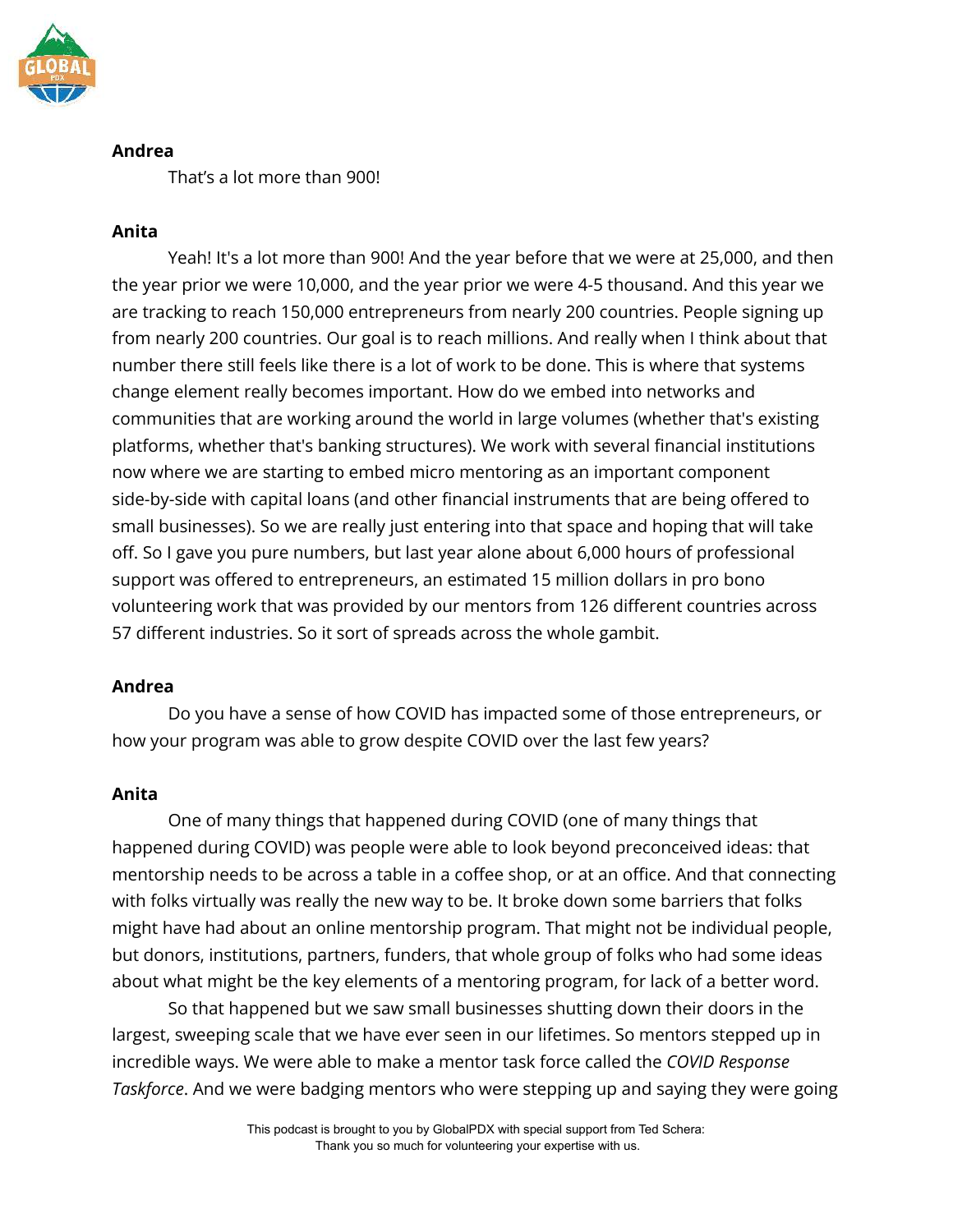**Andrea**

That's a lot more than 900!

**Anita**

Yeah! It's a lot more than 900! And the year before that we were at 25,000, and then the year prior we were 10,000, and the year prior we were 4-5 thousand. And this year we are tracking to reach 150,000 entrepreneurs from nearly 200 countries. People signing up from nearly 200 countries. Our goal is to reach millions. And really when I think about that number there still feels like there is a lot of work to be done. This is where that systems change element really becomes important. How do we embed into networks and communities that are working around the world in large volumes (whether that's existing platforms, whether that's banking structures). We work with several financial institutions now where we are starting to embed micro mentoring as an important component side-by-side with capital loans (and other financial instruments that are being offered to small businesses). So we are really just entering into that space and hoping that will take off. So I gave you pure numbers, but last year alone about 6,000 hours of professional support was offered to entrepreneurs, an estimated 15 million dollars in pro bono volunteering work that was provided by our mentors from 126 different countries across 57 different industries. So it sort of spreads across the whole gambit.

**Andrea**

Do you have a sense of how COVID has impacted some of those entrepreneurs, or how your program was able to grow despite COVID over the last few years?

**Anita**

One of many things that happened during COVID (one of many things that happened during COVID) was people were able to look beyond preconceived ideas: that mentorship needs to be across a table in a coffee shop, or at an office. And that connecting with folks virtually was really the new way to be. It broke down some barriers that folks might have had about an online mentorship program. That might not be individual people, but donors, institutions, partners, funders, that whole group of folks who had some ideas about what might be the key elements of a mentoring program, for lack of a better word.

So that happened but we saw small businesses shutting down their doors in the largest, sweeping scale that we have ever seen in our lifetimes. So mentors stepped up in incredible ways. We were able to make a mentor task force called the *COVID Response Taskforce*. And we were badging mentors who were stepping up and saying they were going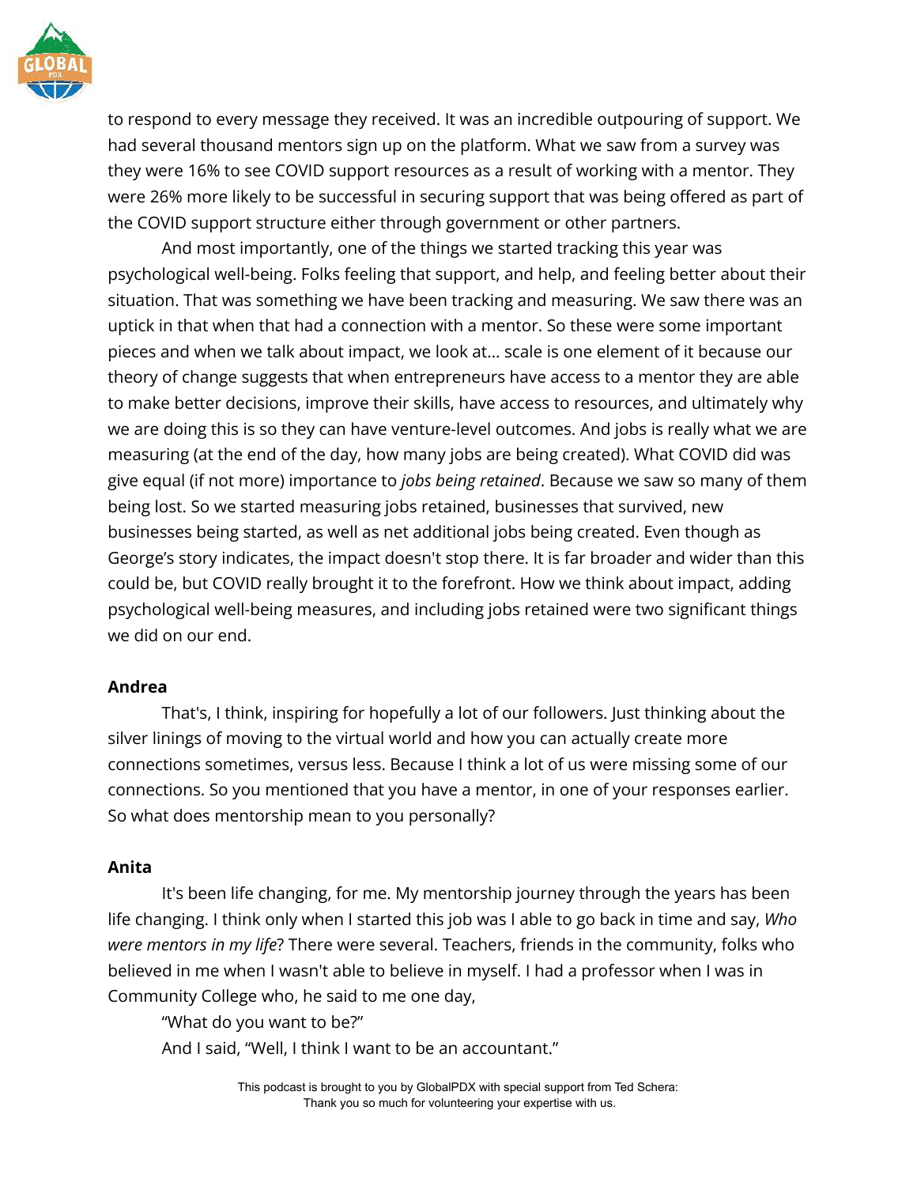to respond to every message they received. It was an incredible outpouring of support. We had several thousand mentors sign up on the platform. What we saw from a survey was they were 16% to see COVID support resources as a result of working with a mentor. They were 26% more likely to be successful in securing support that was being offered as part of the COVID support structure either through government or other partners.

And most importantly, one of the things we started tracking this year was psychological well-being. Folks feeling that support, and help, and feeling better about their situation. That was something we have been tracking and measuring. We saw there was an uptick in that when that had a connection with a mentor. So these were some important pieces and when we talk about impact, we look at… scale is one element of it because our theory of change suggests that when entrepreneurs have access to a mentor they are able to make better decisions, improve their skills, have access to resources, and ultimately why we are doing this is so they can have venture-level outcomes. And jobs is really what we are measuring (at the end of the day, how many jobs are being created). What COVID did was give equal (if not more) importance to *jobs being retained*. Because we saw so many of them being lost. So we started measuring jobs retained, businesses that survived, new businesses being started, as well as net additional jobs being created. Even though as George's story indicates, the impact doesn't stop there. It is far broader and wider than this could be, but COVID really brought it to the forefront. How we think about impact, adding psychological well-being measures, and including jobs retained were two significant things we did on our end.

**Andrea**

That's, I think, inspiring for hopefully a lot of our followers. Just thinking about the silver linings of moving to the virtual world and how you can actually create more connections sometimes, versus less. Because I think a lot of us were missing some of our connections. So you mentioned that you have a mentor, in one of your responses earlier. So what does mentorship mean to you personally?

**Anita**

It's been life changing, for me. My mentorship journey through the years has been life changing. I think only when I started this job was I able to go back in time and say, *Who were mentors in my life*? There were several. Teachers, friends in the community, folks who believed in me when I wasn't able to believe in myself. I had a professor when I was in Community College who, he said to me one day,

"What do you want to be?"

And I said, "Well, I think I want to be an accountant."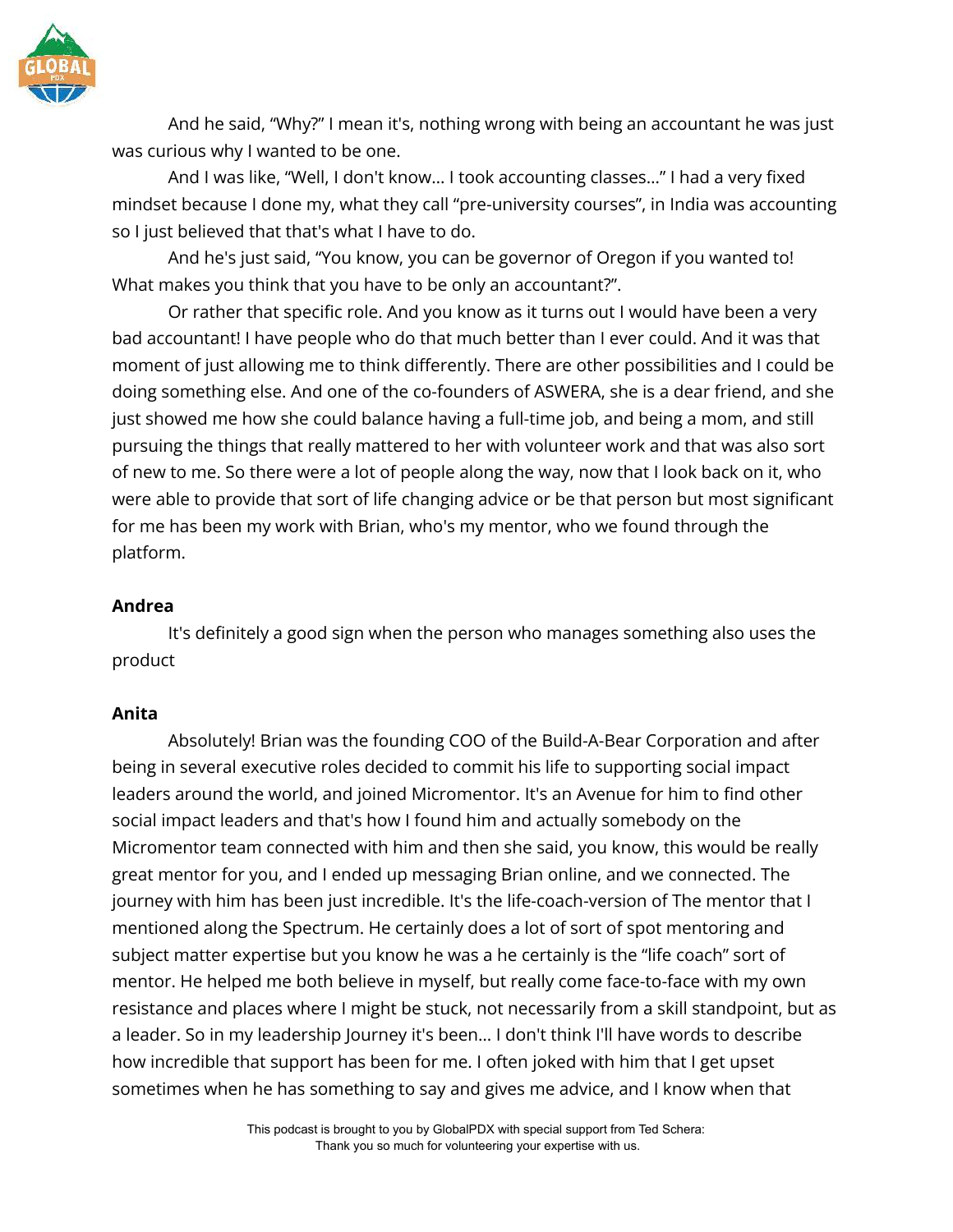And he said, “Why?” I mean it's, nothing wrong with being an accountant he was just was curious why I wanted to be one.

And I was like, “Well, I don't know... I took accounting classes...” I had a very fixed mindset because I done my, what they call “pre-university courses”, in India was accounting so I just believed that that's what I have to do.

And he's just said, “You know, you can be governor of Oregon if you wanted to! What makes you think that you have to be only an accountant?”.

Or rather that specific role. And you know as it turns out I would have been a very bad accountant! I have people who do that much better than I ever could. And it was that moment of just allowing me to think differently. There are other possibilities and I could be doing something else. And one of the co-founders of ASWERA, she is a dear friend, and she just showed me how she could balance having a full-time job, and being a mom, and still pursuing the things that really mattered to her with volunteer work and that was also sort of new to me. So there were a lot of people along the way, now that I look back on it, who were able to provide that sort of life changing advice or be that person but most significant for me has been my work with Brian, who's my mentor, who we found through the platform.

**Andrea**

It's definitely a good sign when the person who manages something also uses the product

**Anita**

Absolutely! Brian was the founding COO of the Build-A-Bear Corporation and after being in several executive roles decided to commit his life to supporting social impact leaders around the world, and joined Micromentor. It's an Avenue for him to find other social impact leaders and that's how I found him and actually somebody on the Micromentor team connected with him and then she said, you know, this would be really great mentor for you, and I ended up messaging Brian online, and we connected. The journey with him has been just incredible. It's the life-coach-version of The mentor that I mentioned along the Spectrum. He certainly does a lot of sort of spot mentoring and subject matter expertise but you know he was a he certainly is the “life coach” sort of mentor. He helped me both believe in myself, but really come face-to-face with my own resistance and places where I might be stuck, not necessarily from a skill standpoint, but as a leader. So in my leadership Journey it's been... I don't think I'll have words to describe how incredible that support has been for me. I often joked with him that I get upset sometimes when he has something to say and gives me advice, and I know when that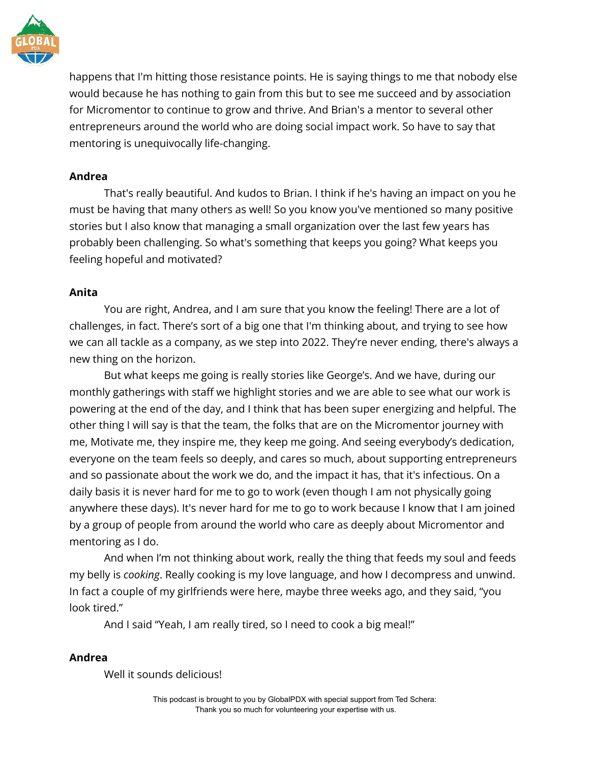happens that I'm hitting those resistance points. He is saying things to me that nobody else would because he has nothing to gain from this but to see me succeed and by association for Micromentor to continue to grow and thrive. And Brian's a mentor to several other entrepreneurs around the world who are doing social impact work. So have to say that mentoring is unequivocally life-changing.

**Andrea**

That's really beautiful. And kudos to Brian. I think if he's having an impact on you he must be having that many others as well! So you know you've mentioned so many positive stories but I also know that managing a small organization over the last few years has probably been challenging. So what's something that keeps you going? What keeps you feeling hopeful and motivated?

**Anita**

You are right, Andrea, and I am sure that you know the feeling! There are a lot of challenges, in fact. There's sort of a big one that I'm thinking about, and trying to see how we can all tackle as a company, as we step into 2022. They're never ending, there's always a new thing on the horizon.

But what keeps me going is really stories like George's. And we have, during our monthly gatherings with staff we highlight stories and we are able to see what our work is powering at the end of the day, and I think that has been super energizing and helpful. The other thing I will say is that the team, the folks that are on the Micromentor journey with me, Motivate me, they inspire me, they keep me going. And seeing everybody's dedication, everyone on the team feels so deeply, and cares so much, about supporting entrepreneurs and so passionate about the work we do, and the impact it has, that it's infectious. On a daily basis it is never hard for me to go to work (even though I am not physically going anywhere these days). It's never hard for me to go to work because I know that I am joined by a group of people from around the world who care as deeply about Micromentor and mentoring as I do.

And when I'm not thinking about work, really the thing that feeds my soul and feeds my belly is *cooking*. Really cooking is my love language, and how I decompress and unwind. In fact a couple of my girlfriends were here, maybe three weeks ago, and they said, "you look tired."

And I said "Yeah, I am really tired, so I need to cook a big meal!"

**Andrea**

Well it sounds delicious!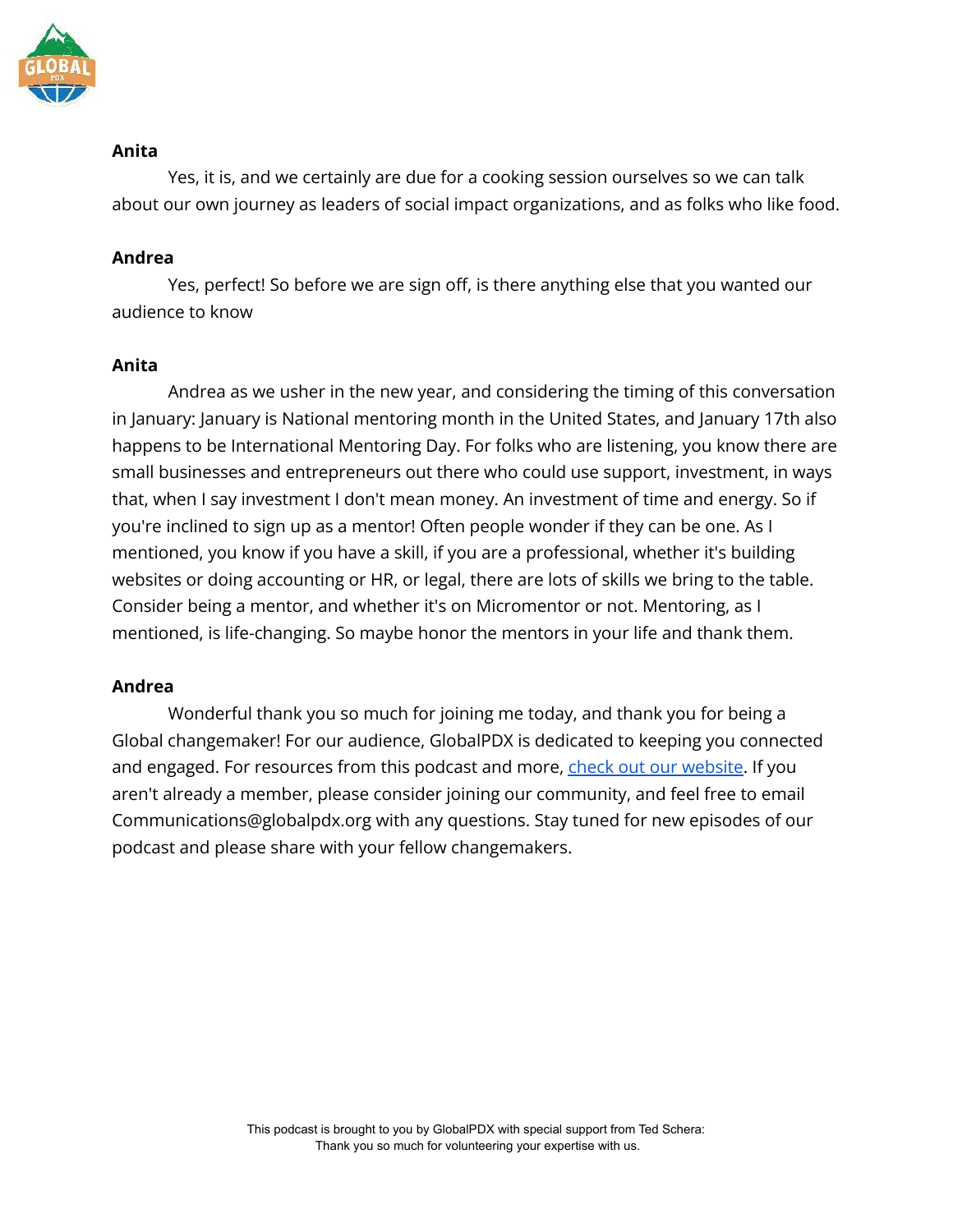**Anita**

Yes, it is, and we certainly are due for a cooking session ourselves so we can talk about our own journey as leaders of social impact organizations, and as folks who like food.

**Andrea**

Yes, perfect! So before we are sign off, is there anything else that you wanted our audience to know

**Anita**

Andrea as we usher in the new year, and considering the timing of this conversation in January: January is National mentoring month in the United States, and January 17th also happens to be International Mentoring Day. For folks who are listening, you know there are small businesses and entrepreneurs out there who could use support, investment, in ways that, when I say investment I don't mean money. An investment of time and energy. So if you're inclined to sign up as a mentor! Often people wonder if they can be one. As I mentioned, you know if you have a skill, if you are a professional, whether it's building websites or doing accounting or HR, or legal, there are lots of skills we bring to the table. Consider being a mentor, and whether it's on Micromentor or not. Mentoring, as I mentioned, is life-changing. So maybe honor the mentors in your life and thank them.

**Andrea**

Wonderful thank you so much for joining me today, and thank you for being a Global changemaker! For our audience, GlobalPDX is dedicated to keeping you connected and engaged. For resources from this podcast and more, check out our website. If you aren't already a member, please consider joining our community, and feel free to email Communications@globalpdx.org with any questions. Stay tuned for new episodes of our podcast and please share with your fellow changemakers.

This podcast is brought to you by GlobalPDX with special support from Ted Schera: Thank you so much for volunteering your expertise with us.